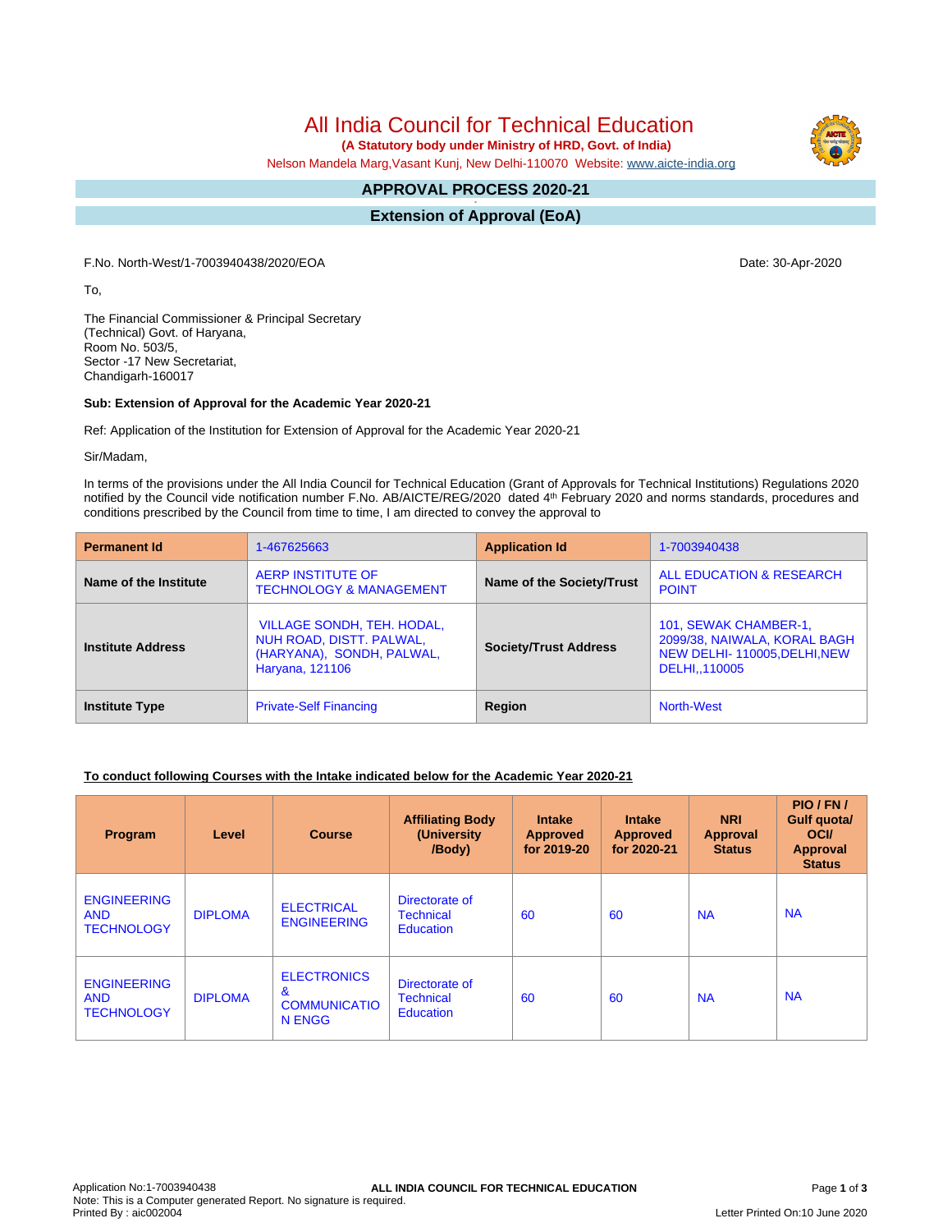# All India Council for Technical Education

**(A Statutory body under Ministry of HRD, Govt. of India)**

Nelson Mandela Marg,Vasant Kunj, New Delhi-110070 Website: www.aicte-india.org

## APPROVAL PROCESS 2020-21

## Extension of Approval (EoA)

F.No. North-West/1-7003940438/2020/EOA

Date: 30-Apr-2020

To,

The Financial Commissioner & Principal Secretary
(Technical) Govt. of Haryana,
Room No. 503/5,
Sector -17 New Secretariat,
Chandigarh-160017

**Sub: Extension of Approval for the Academic Year 2020-21**

Ref: Application of the Institution for Extension of Approval for the Academic Year 2020-21

Sir/Madam,

In terms of the provisions under the All India Council for Technical Education (Grant of Approvals for Technical Institutions) Regulations 2020 notified by the Council vide notification number F.No. AB/AICTE/REG/2020 dated 4th February 2020 and norms standards, procedures and conditions prescribed by the Council from time to time, I am directed to convey the approval to

| **Permanent Id** | 1-467625663 | **Application Id** | 1-7003940438 |
|---|---|---|---|
| **Name of the Institute** | AERP INSTITUTE OF TECHNOLOGY & MANAGEMENT | **Name of the Society/Trust** | ALL EDUCATION & RESEARCH POINT |
| **Institute Address** | VILLAGE SONDH, TEH. HODAL, NUH ROAD, DISTT. PALWAL, (HARYANA), SONDH, PALWAL, Haryana, 121106 | **Society/Trust Address** | 101, SEWAK CHAMBER-1, 2099/38, NAIWALA, KORAL BAGH NEW DELHI- 110005,DELHI,NEW DELHI,,110005 |
| **Institute Type** | Private-Self Financing | **Region** | North-West |

**To conduct following Courses with the Intake indicated below for the Academic Year 2020-21**

| Program | Level | Course | Affiliating Body (University /Body) | Intake Approved for 2019-20 | Intake Approved for 2020-21 | NRI Approval Status | PIO / FN / Gulf quota/ OCI/ Approval Status |
|---|---|---|---|---|---|---|---|
| ENGINEERING AND TECHNOLOGY | DIPLOMA | ELECTRICAL ENGINEERING | Directorate of Technical Education | 60 | 60 | NA | NA |
| ENGINEERING AND TECHNOLOGY | DIPLOMA | ELECTRONICS & COMMUNICATION ENGG | Directorate of Technical Education | 60 | 60 | NA | NA |

Application No:1-7003940438
Note: This is a Computer generated Report. No signature is required.
Printed By : aic002004

Letter Printed On:10 June 2020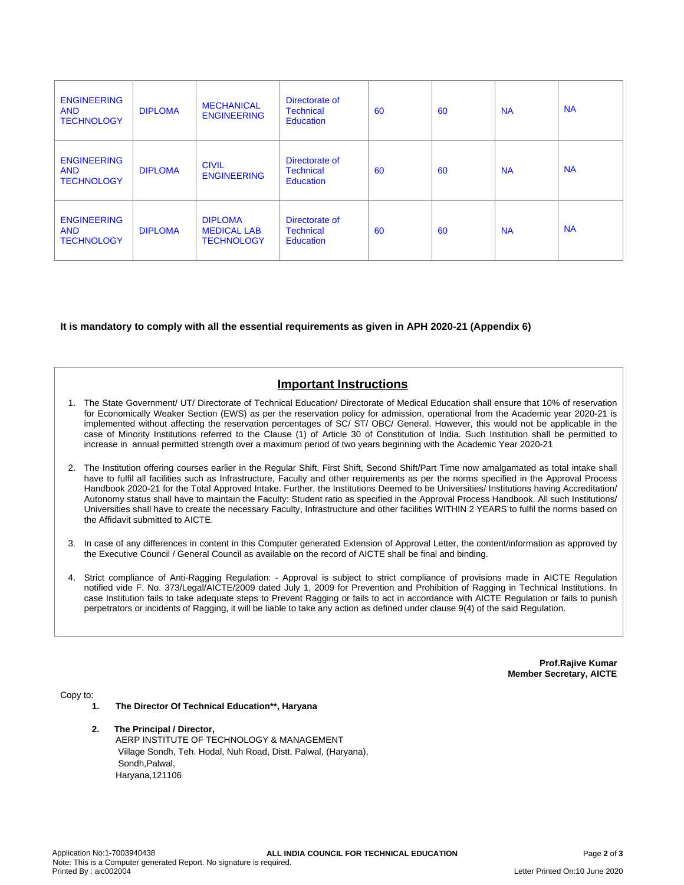| ENGINEERING AND TECHNOLOGY | DIPLOMA | MECHANICAL ENGINEERING | Directorate of Technical Education | 60 | 60 | NA | NA |
|---|---|---|---|---|---|---|---|
| ENGINEERING AND TECHNOLOGY | DIPLOMA | CIVIL ENGINEERING | Directorate of Technical Education | 60 | 60 | NA | NA |
| ENGINEERING AND TECHNOLOGY | DIPLOMA | DIPLOMA MEDICAL LAB TECHNOLOGY | Directorate of Technical Education | 60 | 60 | NA | NA |

**It is mandatory to comply with all the essential requirements as given in APH 2020-21 (Appendix 6)**

## Important Instructions

1. The State Government/ UT/ Directorate of Technical Education/ Directorate of Medical Education shall ensure that 10% of reservation for Economically Weaker Section (EWS) as per the reservation policy for admission, operational from the Academic year 2020-21 is implemented without affecting the reservation percentages of SC/ ST/ OBC/ General. However, this would not be applicable in the case of Minority Institutions referred to the Clause (1) of Article 30 of Constitution of India. Such Institution shall be permitted to increase in annual permitted strength over a maximum period of two years beginning with the Academic Year 2020-21

2. The Institution offering courses earlier in the Regular Shift, First Shift, Second Shift/Part Time now amalgamated as total intake shall have to fulfil all facilities such as Infrastructure, Faculty and other requirements as per the norms specified in the Approval Process Handbook 2020-21 for the Total Approved Intake. Further, the Institutions Deemed to be Universities/ Institutions having Accreditation/ Autonomy status shall have to maintain the Faculty: Student ratio as specified in the Approval Process Handbook. All such Institutions/ Universities shall have to create the necessary Faculty, Infrastructure and other facilities WITHIN 2 YEARS to fulfil the norms based on the Affidavit submitted to AICTE.

3. In case of any differences in content in this Computer generated Extension of Approval Letter, the content/information as approved by the Executive Council / General Council as available on the record of AICTE shall be final and binding.

4. Strict compliance of Anti-Ragging Regulation: - Approval is subject to strict compliance of provisions made in AICTE Regulation notified vide F. No. 373/Legal/AICTE/2009 dated July 1, 2009 for Prevention and Prohibition of Ragging in Technical Institutions. In case Institution fails to take adequate steps to Prevent Ragging or fails to act in accordance with AICTE Regulation or fails to punish perpetrators or incidents of Ragging, it will be liable to take any action as defined under clause 9(4) of the said Regulation.

**Prof.Rajive Kumar**
**Member Secretary, AICTE**

Copy to:

1. **The Director Of Technical Education**, Haryana**

2. **The Principal / Director,**
   AERP INSTITUTE OF TECHNOLOGY & MANAGEMENT
   Village Sondh, Teh. Hodal, Nuh Road, Distt. Palwal, (Haryana),
   Sondh,Palwal,
   Haryana,121106

Application No:1-7003940438
Note: This is a Computer generated Report. No signature is required.
Printed By : aic002004
Letter Printed On:10 June 2020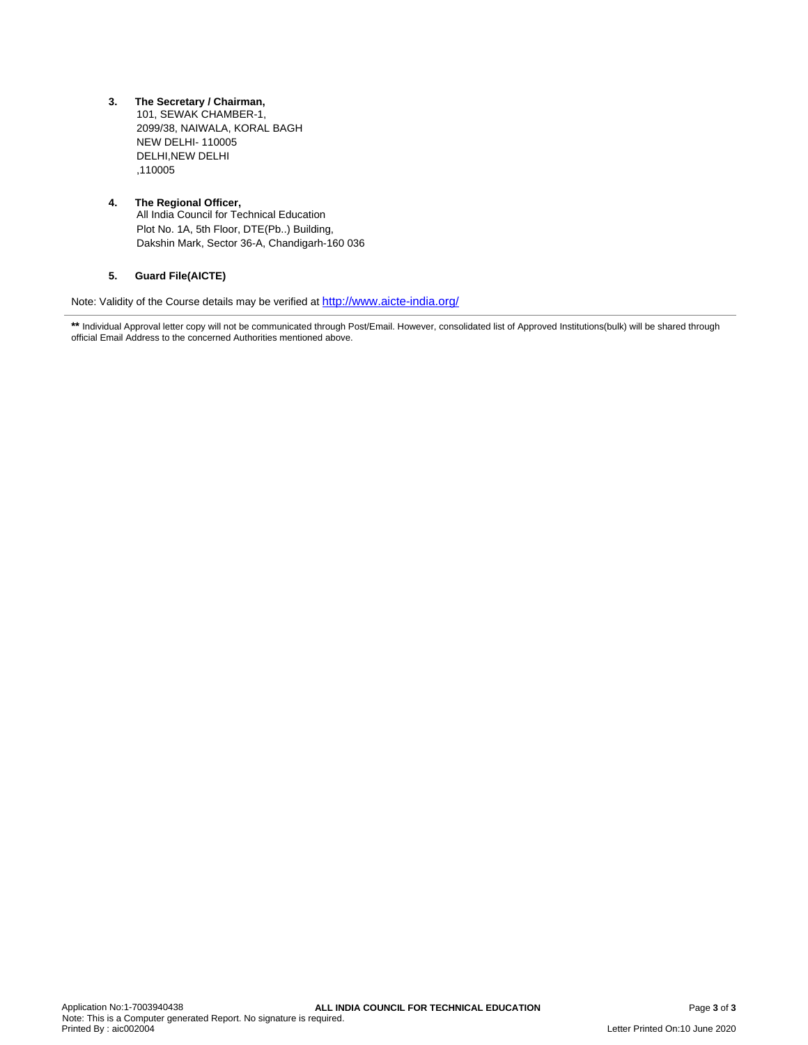3. **The Secretary / Chairman,**
   101, SEWAK CHAMBER-1,
   2099/38, NAIWALA, KORAL BAGH
   NEW DELHI- 110005
   DELHI,NEW DELHI
   ,110005

4. **The Regional Officer,**
   All India Council for Technical Education
   Plot No. 1A, 5th Floor, DTE(Pb..) Building,
   Dakshin Mark, Sector 36-A, Chandigarh-160 036

5. **Guard File(AICTE)**

Note: Validity of the Course details may be verified at http://www.aicte-india.org/

---

**** Individual Approval letter copy will not be communicated through Post/Email. However, consolidated list of Approved Institutions(bulk) will be shared through official Email Address to the concerned Authorities mentioned above.

Application No:1-7003940438
Note: This is a Computer generated Report. No signature is required.
Printed By : aic002004

Letter Printed On:10 June 2020